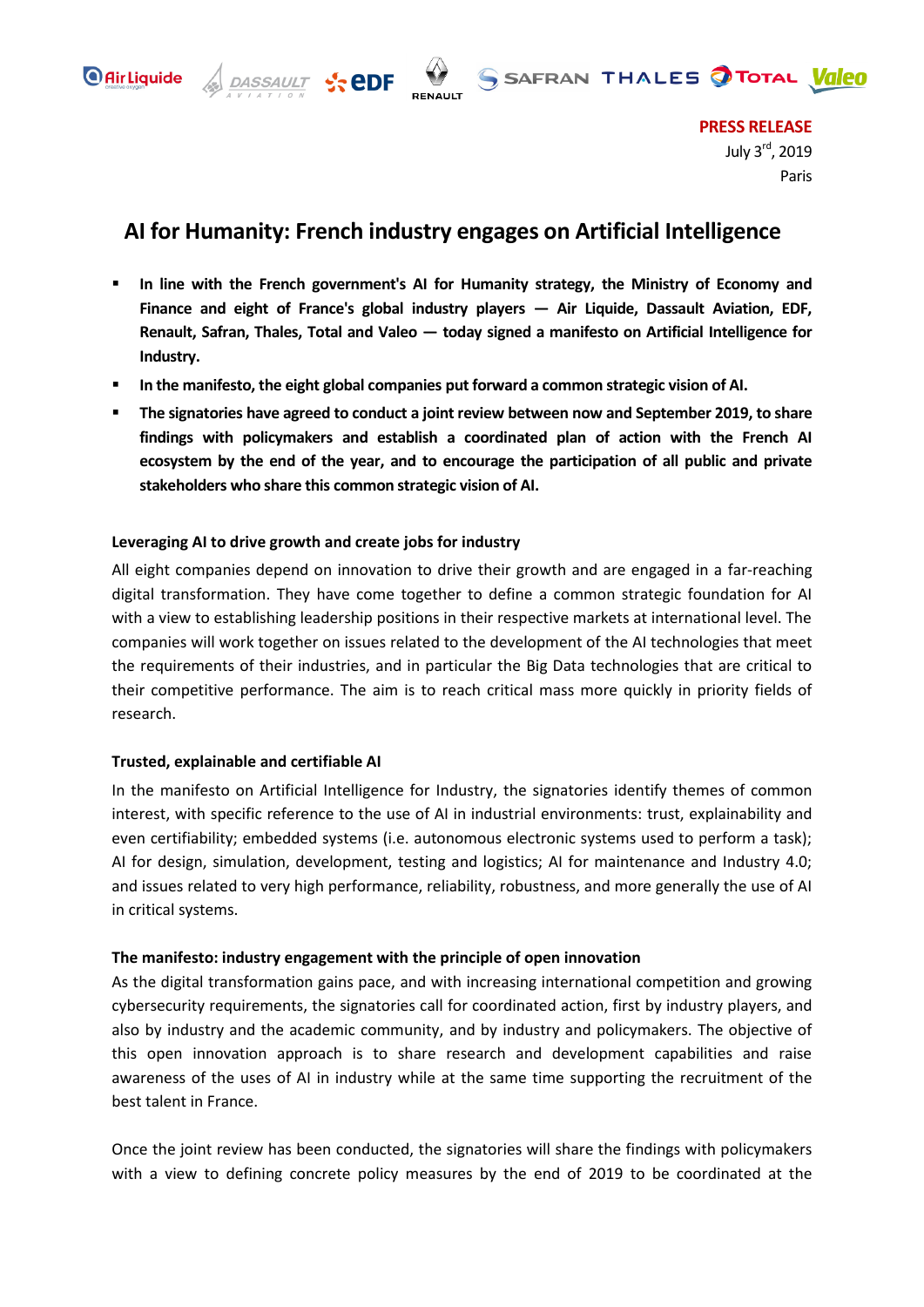**PRESS RELEASE**

July 3rd, 2019

Paris

# AI for Humanity: French industry engages on Artificial Intelligence

- **In line with the French government's AI for Humanity strategy, the Ministry of Economy and Finance and eight of France's global industry players — Air Liquide, Dassault Aviation, EDF, Renault, Safran, Thales, Total and Valeo — today signed a manifesto on Artificial Intelligence for Industry.**
- **In the manifesto, the eight global companies put forward a common strategic vision of AI.**
- **The signatories have agreed to conduct a joint review between now and September 2019, to share findings with policymakers and establish a coordinated plan of action with the French AI ecosystem by the end of the year, and to encourage the participation of all public and private stakeholders who share this common strategic vision of AI.**

### Leveraging AI to drive growth and create jobs for industry

All eight companies depend on innovation to drive their growth and are engaged in a far-reaching digital transformation. They have come together to define a common strategic foundation for AI with a view to establishing leadership positions in their respective markets at international level. The companies will work together on issues related to the development of the AI technologies that meet the requirements of their industries, and in particular the Big Data technologies that are critical to their competitive performance. The aim is to reach critical mass more quickly in priority fields of research.

### Trusted, explainable and certifiable AI

In the manifesto on Artificial Intelligence for Industry, the signatories identify themes of common interest, with specific reference to the use of AI in industrial environments: trust, explainability and even certifiability; embedded systems (i.e. autonomous electronic systems used to perform a task); AI for design, simulation, development, testing and logistics; AI for maintenance and Industry 4.0; and issues related to very high performance, reliability, robustness, and more generally the use of AI in critical systems.

### The manifesto: industry engagement with the principle of open innovation

As the digital transformation gains pace, and with increasing international competition and growing cybersecurity requirements, the signatories call for coordinated action, first by industry players, and also by industry and the academic community, and by industry and policymakers. The objective of this open innovation approach is to share research and development capabilities and raise awareness of the uses of AI in industry while at the same time supporting the recruitment of the best talent in France.

Once the joint review has been conducted, the signatories will share the findings with policymakers with a view to defining concrete policy measures by the end of 2019 to be coordinated at the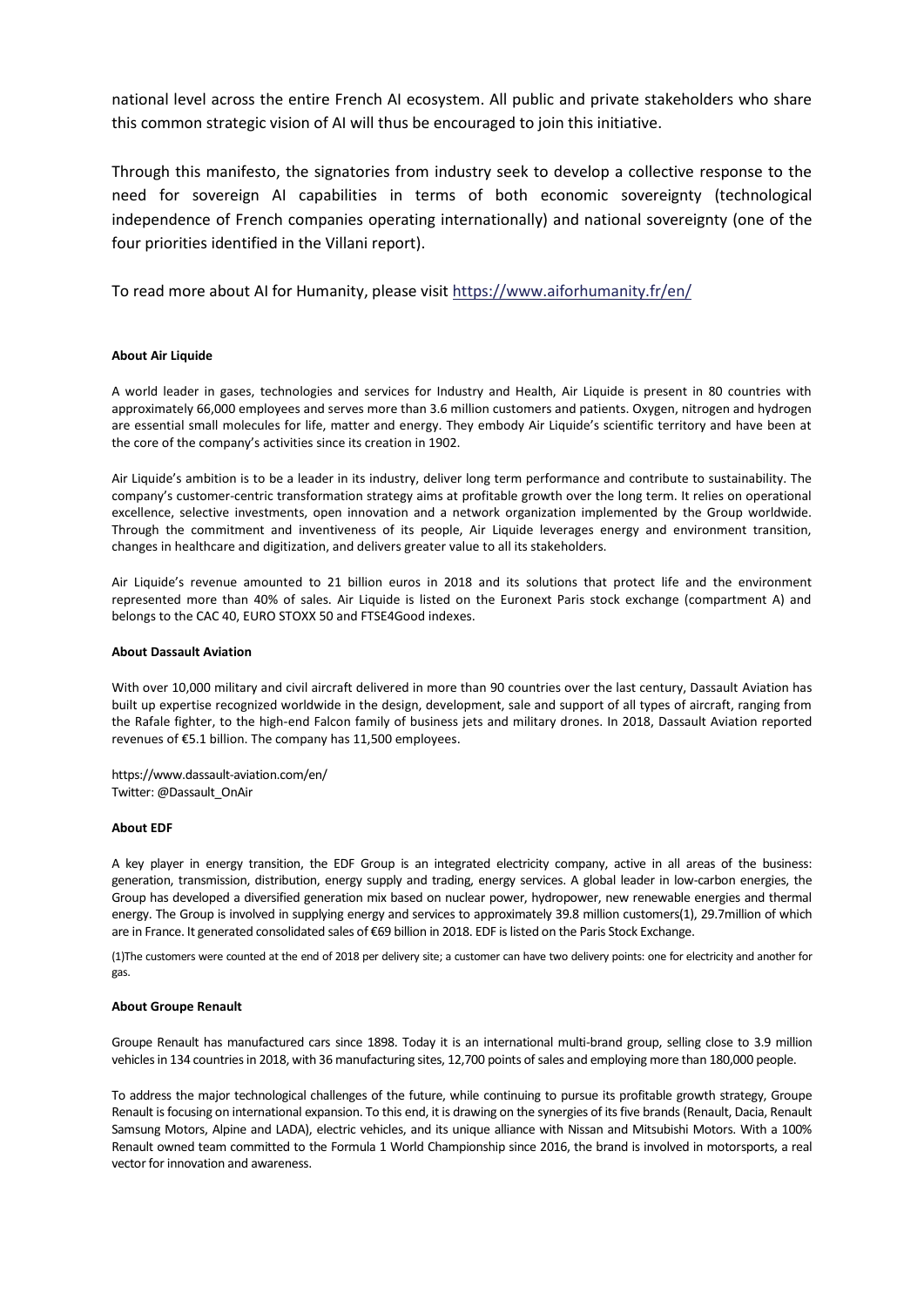national level across the entire French AI ecosystem. All public and private stakeholders who share this common strategic vision of AI will thus be encouraged to join this initiative.

Through this manifesto, the signatories from industry seek to develop a collective response to the need for sovereign AI capabilities in terms of both economic sovereignty (technological independence of French companies operating internationally) and national sovereignty (one of the four priorities identified in the Villani report).

To read more about AI for Humanity, please visit https://www.aiforhumanity.fr/en/

**About Air Liquide**

A world leader in gases, technologies and services for Industry and Health, Air Liquide is present in 80 countries with approximately 66,000 employees and serves more than 3.6 million customers and patients. Oxygen, nitrogen and hydrogen are essential small molecules for life, matter and energy. They embody Air Liquide's scientific territory and have been at the core of the company's activities since its creation in 1902.

Air Liquide's ambition is to be a leader in its industry, deliver long term performance and contribute to sustainability. The company's customer-centric transformation strategy aims at profitable growth over the long term. It relies on operational excellence, selective investments, open innovation and a network organization implemented by the Group worldwide. Through the commitment and inventiveness of its people, Air Liquide leverages energy and environment transition, changes in healthcare and digitization, and delivers greater value to all its stakeholders.

Air Liquide's revenue amounted to 21 billion euros in 2018 and its solutions that protect life and the environment represented more than 40% of sales. Air Liquide is listed on the Euronext Paris stock exchange (compartment A) and belongs to the CAC 40, EURO STOXX 50 and FTSE4Good indexes.

**About Dassault Aviation**

With over 10,000 military and civil aircraft delivered in more than 90 countries over the last century, Dassault Aviation has built up expertise recognized worldwide in the design, development, sale and support of all types of aircraft, ranging from the Rafale fighter, to the high-end Falcon family of business jets and military drones. In 2018, Dassault Aviation reported revenues of €5.1 billion. The company has 11,500 employees.

https://www.dassault-aviation.com/en/
Twitter: @Dassault_OnAir

**About EDF**

A key player in energy transition, the EDF Group is an integrated electricity company, active in all areas of the business: generation, transmission, distribution, energy supply and trading, energy services. A global leader in low-carbon energies, the Group has developed a diversified generation mix based on nuclear power, hydropower, new renewable energies and thermal energy. The Group is involved in supplying energy and services to approximately 39.8 million customers(1), 29.7million of which are in France. It generated consolidated sales of €69 billion in 2018. EDF is listed on the Paris Stock Exchange.

(1)The customers were counted at the end of 2018 per delivery site; a customer can have two delivery points: one for electricity and another for gas.

**About Groupe Renault**

Groupe Renault has manufactured cars since 1898. Today it is an international multi-brand group, selling close to 3.9 million vehicles in 134 countries in 2018, with 36 manufacturing sites, 12,700 points of sales and employing more than 180,000 people.

To address the major technological challenges of the future, while continuing to pursue its profitable growth strategy, Groupe Renault is focusing on international expansion. To this end, it is drawing on the synergies of its five brands (Renault, Dacia, Renault Samsung Motors, Alpine and LADA), electric vehicles, and its unique alliance with Nissan and Mitsubishi Motors. With a 100% Renault owned team committed to the Formula 1 World Championship since 2016, the brand is involved in motorsports, a real vector for innovation and awareness.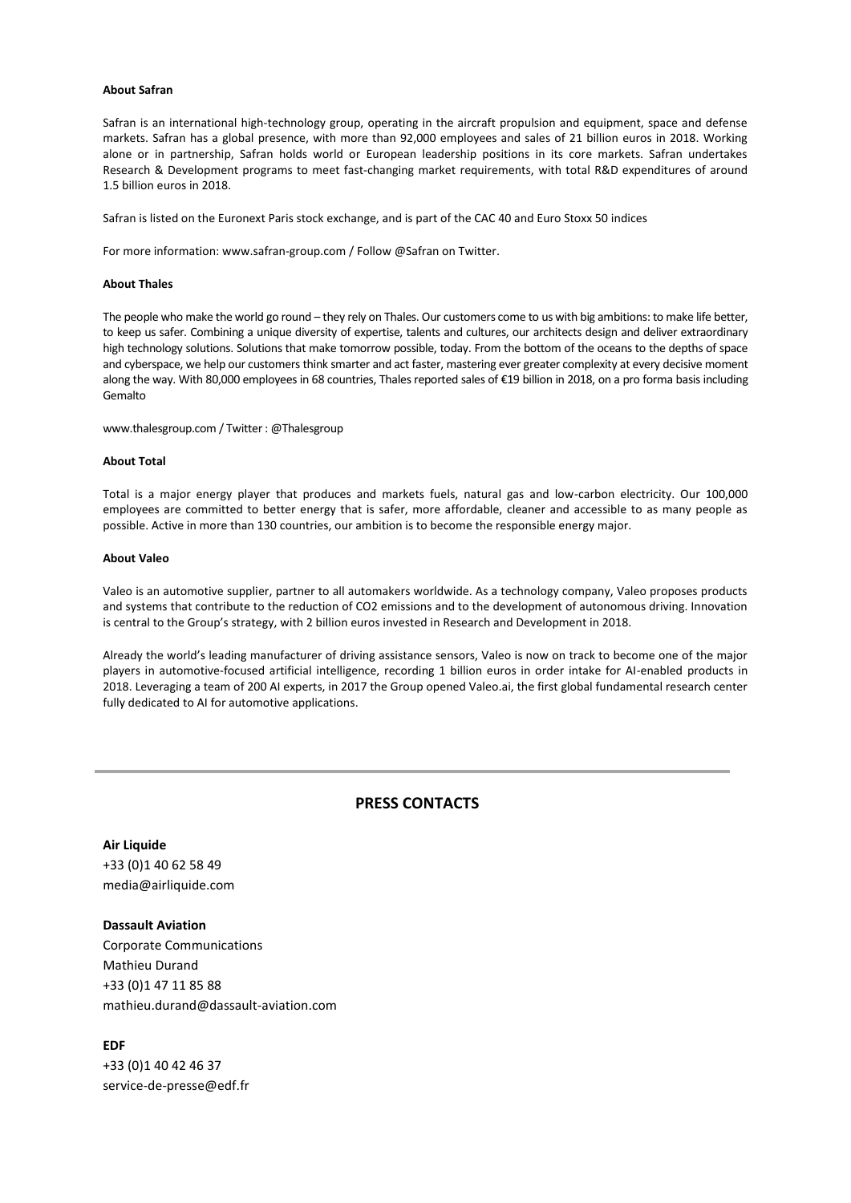**About Safran**

Safran is an international high-technology group, operating in the aircraft propulsion and equipment, space and defense markets. Safran has a global presence, with more than 92,000 employees and sales of 21 billion euros in 2018. Working alone or in partnership, Safran holds world or European leadership positions in its core markets. Safran undertakes Research & Development programs to meet fast-changing market requirements, with total R&D expenditures of around 1.5 billion euros in 2018.

Safran is listed on the Euronext Paris stock exchange, and is part of the CAC 40 and Euro Stoxx 50 indices

For more information: www.safran-group.com / Follow @Safran on Twitter.

**About Thales**

The people who make the world go round – they rely on Thales. Our customers come to us with big ambitions: to make life better, to keep us safer. Combining a unique diversity of expertise, talents and cultures, our architects design and deliver extraordinary high technology solutions. Solutions that make tomorrow possible, today. From the bottom of the oceans to the depths of space and cyberspace, we help our customers think smarter and act faster, mastering ever greater complexity at every decisive moment along the way. With 80,000 employees in 68 countries, Thales reported sales of €19 billion in 2018, on a pro forma basis including Gemalto

www.thalesgroup.com / Twitter : @Thalesgroup

**About Total**

Total is a major energy player that produces and markets fuels, natural gas and low-carbon electricity. Our 100,000 employees are committed to better energy that is safer, more affordable, cleaner and accessible to as many people as possible. Active in more than 130 countries, our ambition is to become the responsible energy major.

**About Valeo**

Valeo is an automotive supplier, partner to all automakers worldwide. As a technology company, Valeo proposes products and systems that contribute to the reduction of $CO_2$ emissions and to the development of autonomous driving. Innovation is central to the Group's strategy, with 2 billion euros invested in Research and Development in 2018.

Already the world's leading manufacturer of driving assistance sensors, Valeo is now on track to become one of the major players in automotive-focused artificial intelligence, recording 1 billion euros in order intake for AI-enabled products in 2018. Leveraging a team of 200 AI experts, in 2017 the Group opened Valeo.ai, the first global fundamental research center fully dedicated to AI for automotive applications.

---

## PRESS CONTACTS

**Air Liquide**
+33 (0)1 40 62 58 49
media@airliquide.com

**Dassault Aviation**
Corporate Communications
Mathieu Durand
+33 (0)1 47 11 85 88
mathieu.durand@dassault-aviation.com

**EDF**
+33 (0)1 40 42 46 37
service-de-presse@edf.fr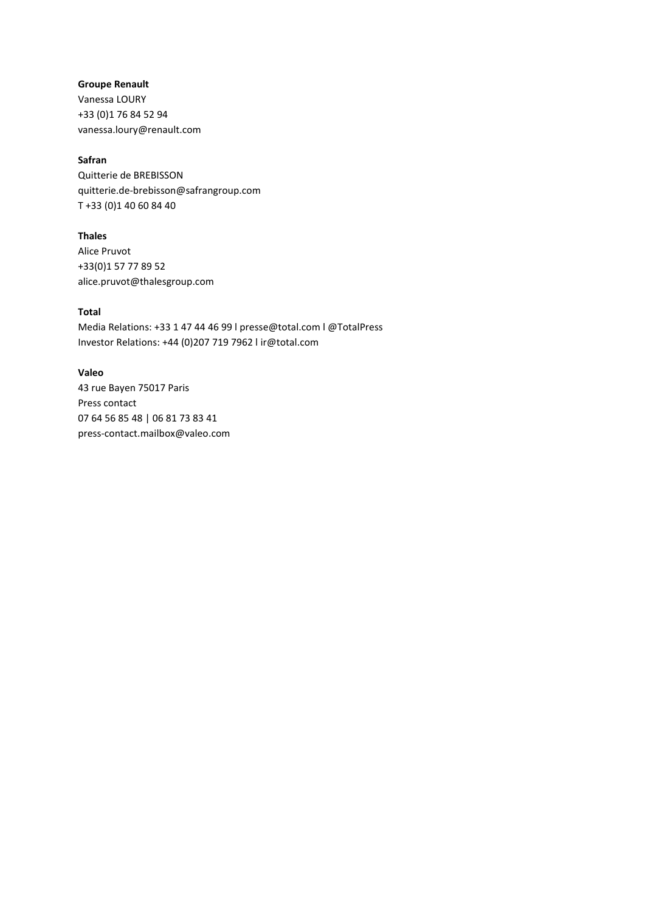**Groupe Renault**
Vanessa LOURY
+33 (0)1 76 84 52 94
vanessa.loury@renault.com

**Safran**
Quitterie de BREBISSON
quitterie.de-brebisson@safrangroup.com
T +33 (0)1 40 60 84 40

**Thales**
Alice Pruvot
+33(0)1 57 77 89 52
alice.pruvot@thalesgroup.com

**Total**
Media Relations: +33 1 47 44 46 99 l presse@total.com l @TotalPress
Investor Relations: +44 (0)207 719 7962 l ir@total.com

**Valeo**
43 rue Bayen 75017 Paris
Press contact
07 64 56 85 48 | 06 81 73 83 41
press-contact.mailbox@valeo.com